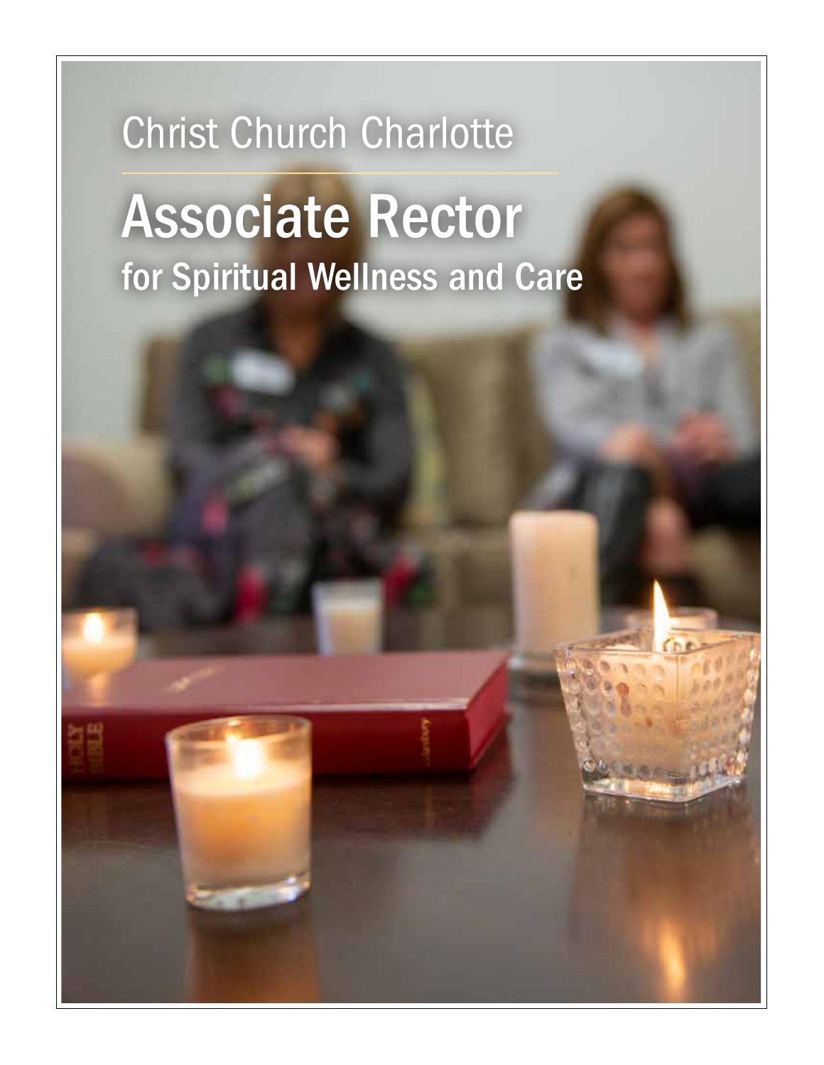Christ Church Charlotte

# Associate Rector

## for Spiritual Wellness and Care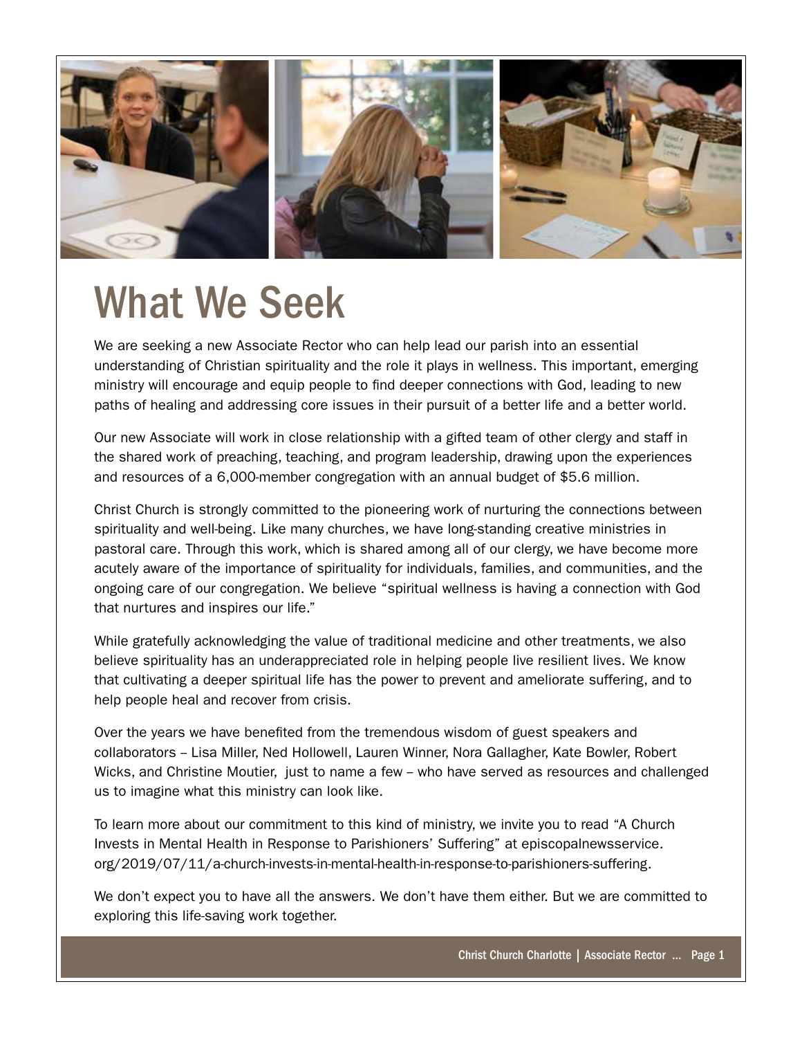# What We Seek

We are seeking a new Associate Rector who can help lead our parish into an essential understanding of Christian spirituality and the role it plays in wellness. This important, emerging ministry will encourage and equip people to find deeper connections with God, leading to new paths of healing and addressing core issues in their pursuit of a better life and a better world.

Our new Associate will work in close relationship with a gifted team of other clergy and staff in the shared work of preaching, teaching, and program leadership, drawing upon the experiences and resources of a 6,000-member congregation with an annual budget of $5.6 million.

Christ Church is strongly committed to the pioneering work of nurturing the connections between spirituality and well-being. Like many churches, we have long-standing creative ministries in pastoral care. Through this work, which is shared among all of our clergy, we have become more acutely aware of the importance of spirituality for individuals, families, and communities, and the ongoing care of our congregation. We believe "spiritual wellness is having a connection with God that nurtures and inspires our life."

While gratefully acknowledging the value of traditional medicine and other treatments, we also believe spirituality has an underappreciated role in helping people live resilient lives. We know that cultivating a deeper spiritual life has the power to prevent and ameliorate suffering, and to help people heal and recover from crisis.

Over the years we have benefited from the tremendous wisdom of guest speakers and collaborators – Lisa Miller, Ned Hollowell, Lauren Winner, Nora Gallagher, Kate Bowler, Robert Wicks, and Christine Moutier, just to name a few – who have served as resources and challenged us to imagine what this ministry can look like.

To learn more about our commitment to this kind of ministry, we invite you to read "A Church Invests in Mental Health in Response to Parishioners' Suffering" at episcopalnewsservice.org/2019/07/11/a-church-invests-in-mental-health-in-response-to-parishioners-suffering.

We don't expect you to have all the answers. We don't have them either. But we are committed to exploring this life-saving work together.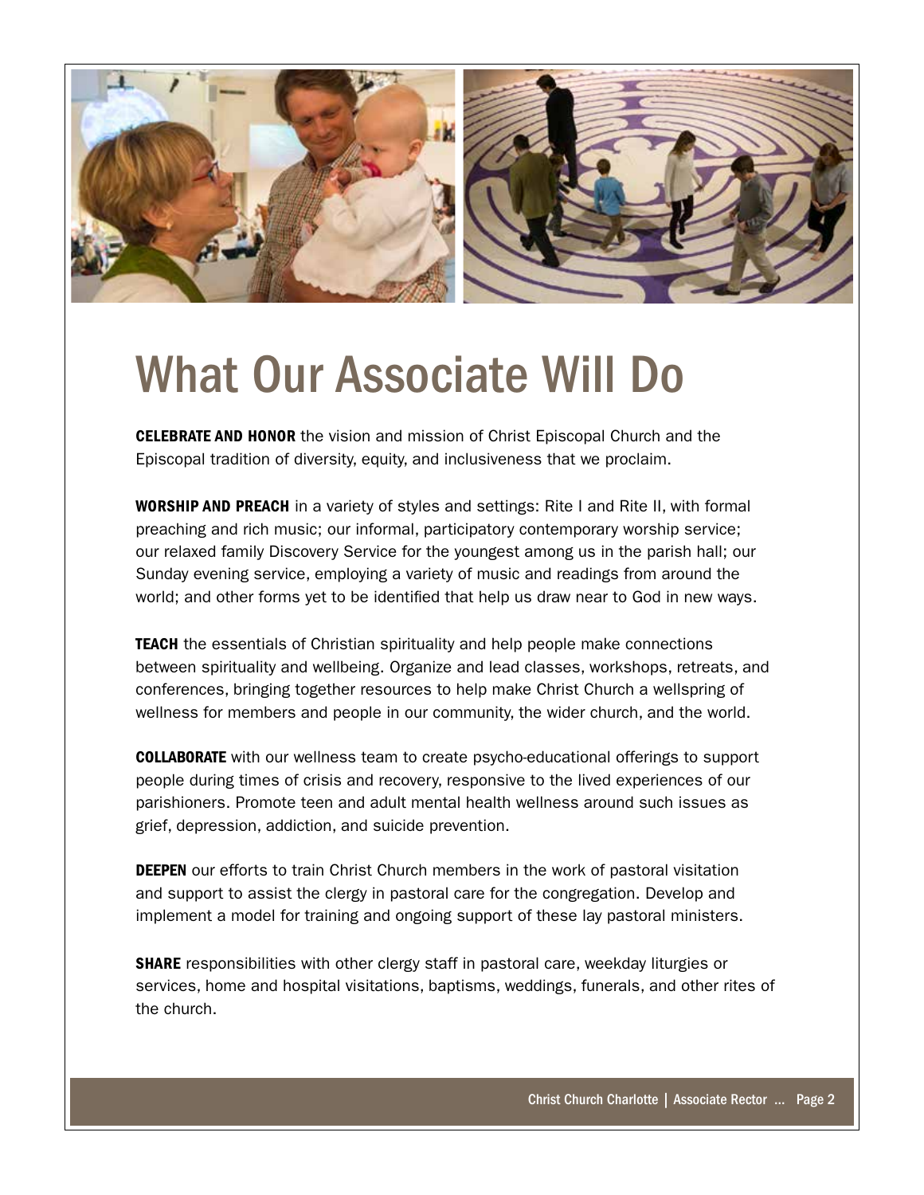# What Our Associate Will Do

**CELEBRATE AND HONOR** the vision and mission of Christ Episcopal Church and the Episcopal tradition of diversity, equity, and inclusiveness that we proclaim.

**WORSHIP AND PREACH** in a variety of styles and settings: Rite I and Rite II, with formal preaching and rich music; our informal, participatory contemporary worship service; our relaxed family Discovery Service for the youngest among us in the parish hall; our Sunday evening service, employing a variety of music and readings from around the world; and other forms yet to be identified that help us draw near to God in new ways.

**TEACH** the essentials of Christian spirituality and help people make connections between spirituality and wellbeing. Organize and lead classes, workshops, retreats, and conferences, bringing together resources to help make Christ Church a wellspring of wellness for members and people in our community, the wider church, and the world.

**COLLABORATE** with our wellness team to create psycho-educational offerings to support people during times of crisis and recovery, responsive to the lived experiences of our parishioners. Promote teen and adult mental health wellness around such issues as grief, depression, addiction, and suicide prevention.

**DEEPEN** our efforts to train Christ Church members in the work of pastoral visitation and support to assist the clergy in pastoral care for the congregation. Develop and implement a model for training and ongoing support of these lay pastoral ministers.

**SHARE** responsibilities with other clergy staff in pastoral care, weekday liturgies or services, home and hospital visitations, baptisms, weddings, funerals, and other rites of the church.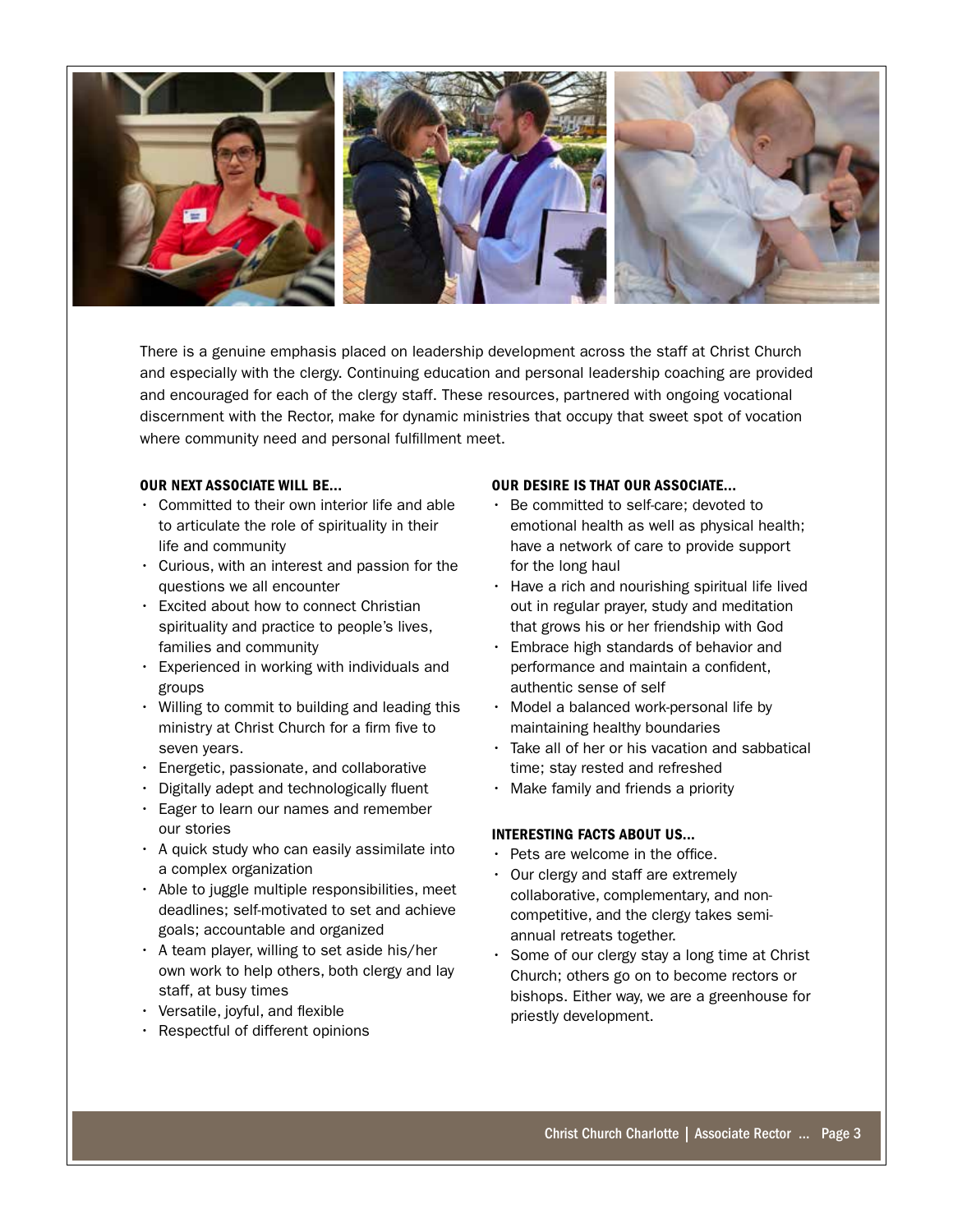There is a genuine emphasis placed on leadership development across the staff at Christ Church and especially with the clergy. Continuing education and personal leadership coaching are provided and encouraged for each of the clergy staff. These resources, partnered with ongoing vocational discernment with the Rector, make for dynamic ministries that occupy that sweet spot of vocation where community need and personal fulfillment meet.

#### OUR NEXT ASSOCIATE WILL BE…

- Committed to their own interior life and able to articulate the role of spirituality in their life and community
- Curious, with an interest and passion for the questions we all encounter
- Excited about how to connect Christian spirituality and practice to people's lives, families and community
- Experienced in working with individuals and groups
- Willing to commit to building and leading this ministry at Christ Church for a firm five to seven years.
- Energetic, passionate, and collaborative
- Digitally adept and technologically fluent
- Eager to learn our names and remember our stories
- A quick study who can easily assimilate into a complex organization
- Able to juggle multiple responsibilities, meet deadlines; self-motivated to set and achieve goals; accountable and organized
- A team player, willing to set aside his/her own work to help others, both clergy and lay staff, at busy times
- Versatile, joyful, and flexible
- Respectful of different opinions

#### OUR DESIRE IS THAT OUR ASSOCIATE…

- Be committed to self-care; devoted to emotional health as well as physical health; have a network of care to provide support for the long haul
- Have a rich and nourishing spiritual life lived out in regular prayer, study and meditation that grows his or her friendship with God
- Embrace high standards of behavior and performance and maintain a confident, authentic sense of self
- Model a balanced work-personal life by maintaining healthy boundaries
- Take all of her or his vacation and sabbatical time; stay rested and refreshed
- Make family and friends a priority

#### INTERESTING FACTS ABOUT US…

- Pets are welcome in the office.
- Our clergy and staff are extremely collaborative, complementary, and non-competitive, and the clergy takes semi-annual retreats together.
- Some of our clergy stay a long time at Christ Church; others go on to become rectors or bishops. Either way, we are a greenhouse for priestly development.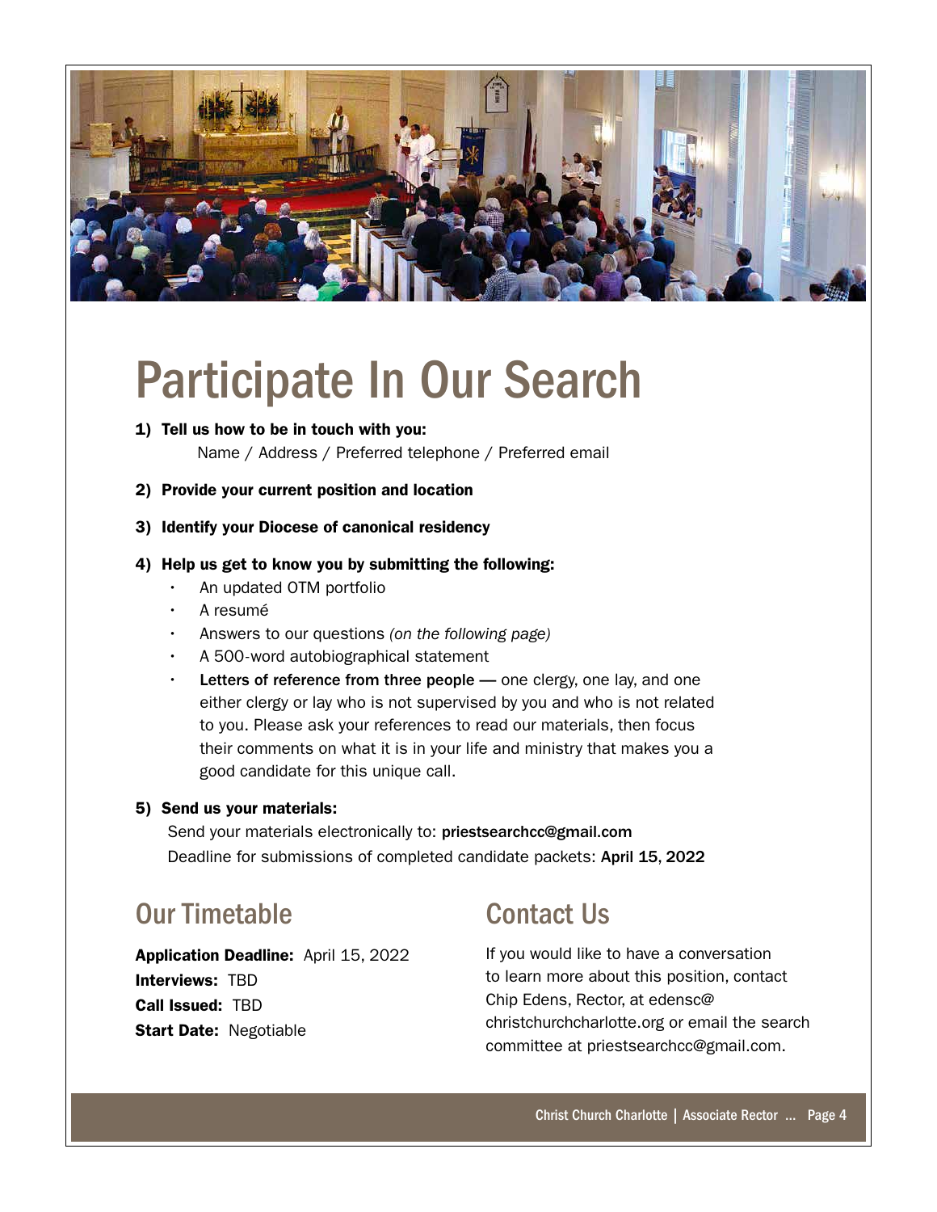# Participate In Our Search

**1) Tell us how to be in touch with you:**

Name / Address / Preferred telephone / Preferred email

**2) Provide your current position and location**

**3) Identify your Diocese of canonical residency**

**4) Help us get to know you by submitting the following:**

- An updated OTM portfolio
- A resumé
- Answers to our questions *(on the following page)*
- A 500-word autobiographical statement
- **Letters of reference from three people —** one clergy, one lay, and one either clergy or lay who is not supervised by you and who is not related to you. Please ask your references to read our materials, then focus their comments on what it is in your life and ministry that makes you a good candidate for this unique call.

**5) Send us your materials:**

Send your materials electronically to: **priestsearchcc@gmail.com**

Deadline for submissions of completed candidate packets: **April 15, 2022**

## Our Timetable

**Application Deadline:** April 15, 2022
**Interviews:** TBD
**Call Issued:** TBD
**Start Date:** Negotiable

## Contact Us

If you would like to have a conversation to learn more about this position, contact Chip Edens, Rector, at edensc@christchurchcharlotte.org or email the search committee at priestsearchcc@gmail.com.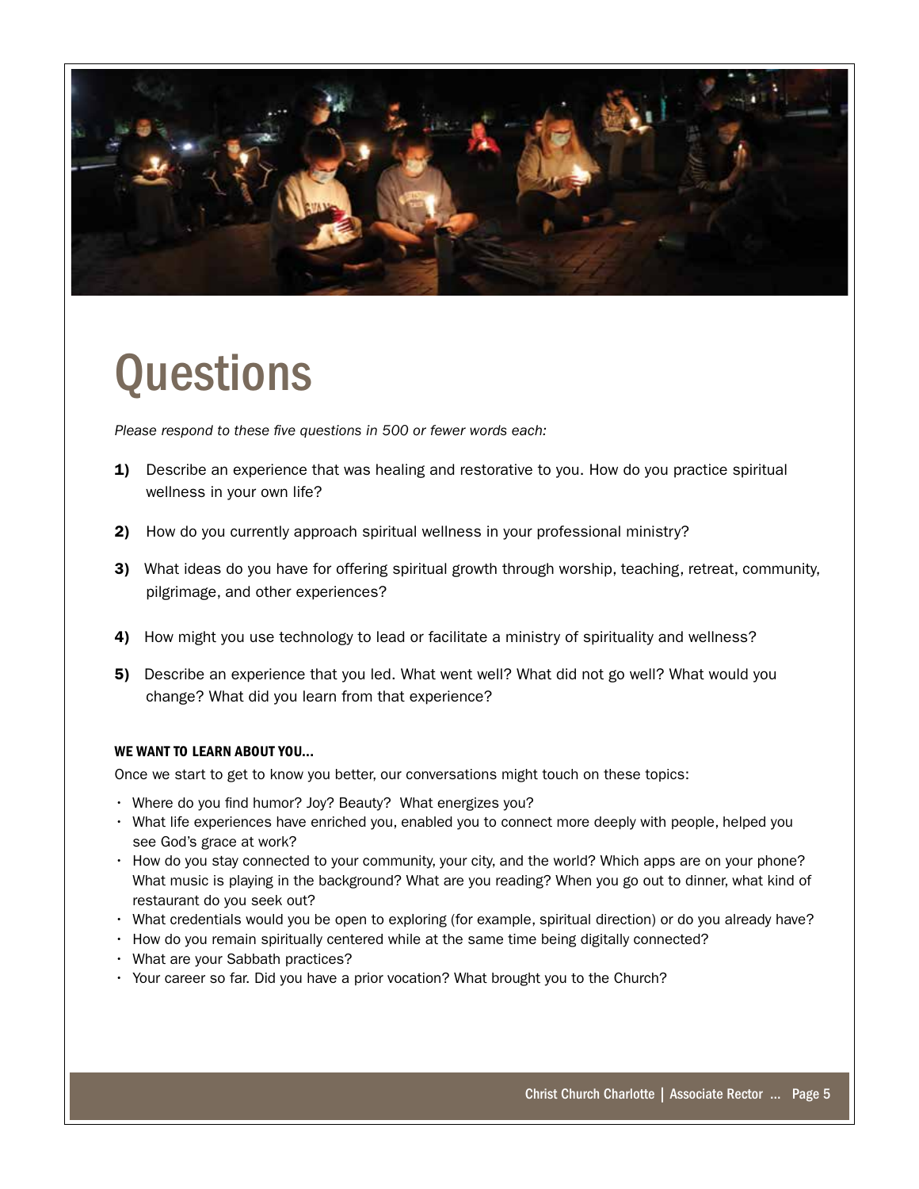# Questions

*Please respond to these five questions in 500 or fewer words each:*

**1)** Describe an experience that was healing and restorative to you. How do you practice spiritual wellness in your own life?

**2)** How do you currently approach spiritual wellness in your professional ministry?

**3)** What ideas do you have for offering spiritual growth through worship, teaching, retreat, community, pilgrimage, and other experiences?

**4)** How might you use technology to lead or facilitate a ministry of spirituality and wellness?

**5)** Describe an experience that you led. What went well? What did not go well? What would you change? What did you learn from that experience?

#### WE WANT TO LEARN ABOUT YOU...

Once we start to get to know you better, our conversations might touch on these topics:

- Where do you find humor? Joy? Beauty? What energizes you?
- What life experiences have enriched you, enabled you to connect more deeply with people, helped you see God's grace at work?
- How do you stay connected to your community, your city, and the world? Which apps are on your phone? What music is playing in the background? What are you reading? When you go out to dinner, what kind of restaurant do you seek out?
- What credentials would you be open to exploring (for example, spiritual direction) or do you already have?
- How do you remain spiritually centered while at the same time being digitally connected?
- What are your Sabbath practices?
- Your career so far. Did you have a prior vocation? What brought you to the Church?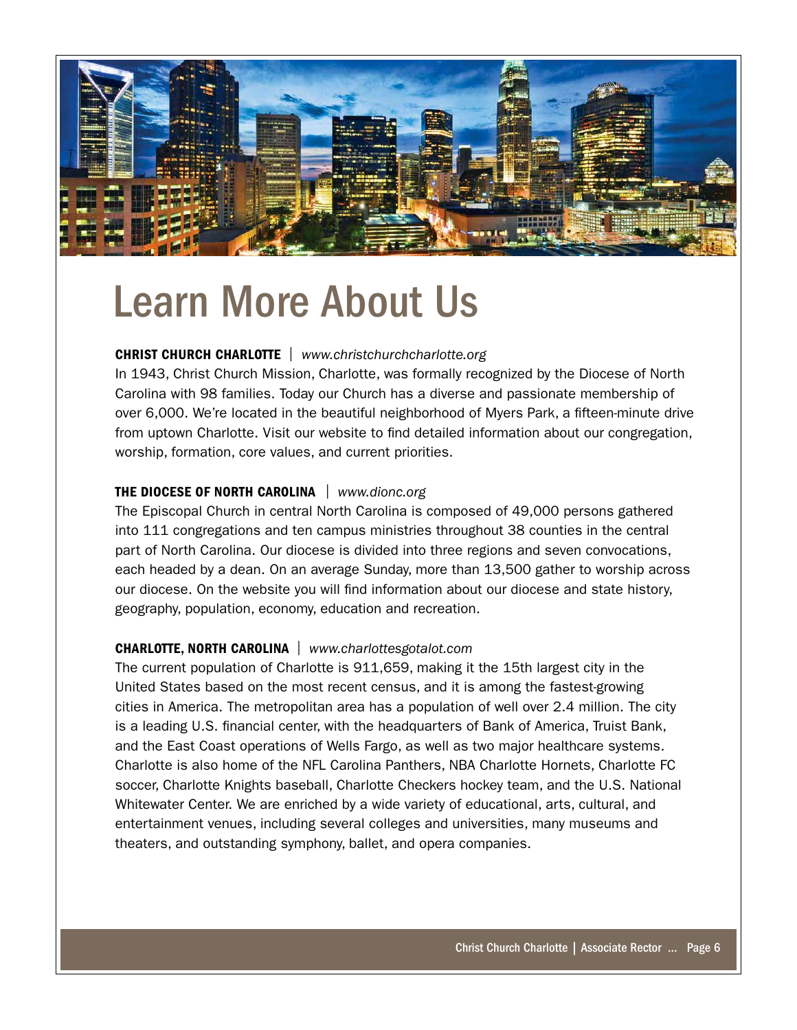# Learn More About Us

**CHRIST CHURCH CHARLOTTE** | *www.christchurchcharlotte.org*

In 1943, Christ Church Mission, Charlotte, was formally recognized by the Diocese of North Carolina with 98 families. Today our Church has a diverse and passionate membership of over 6,000. We're located in the beautiful neighborhood of Myers Park, a fifteen-minute drive from uptown Charlotte. Visit our website to find detailed information about our congregation, worship, formation, core values, and current priorities.

**THE DIOCESE OF NORTH CAROLINA** | *www.dionc.org*

The Episcopal Church in central North Carolina is composed of 49,000 persons gathered into 111 congregations and ten campus ministries throughout 38 counties in the central part of North Carolina. Our diocese is divided into three regions and seven convocations, each headed by a dean. On an average Sunday, more than 13,500 gather to worship across our diocese. On the website you will find information about our diocese and state history, geography, population, economy, education and recreation.

**CHARLOTTE, NORTH CAROLINA** | *www.charlottesgotalot.com*

The current population of Charlotte is 911,659, making it the 15th largest city in the United States based on the most recent census, and it is among the fastest-growing cities in America. The metropolitan area has a population of well over 2.4 million. The city is a leading U.S. financial center, with the headquarters of Bank of America, Truist Bank, and the East Coast operations of Wells Fargo, as well as two major healthcare systems. Charlotte is also home of the NFL Carolina Panthers, NBA Charlotte Hornets, Charlotte FC soccer, Charlotte Knights baseball, Charlotte Checkers hockey team, and the U.S. National Whitewater Center. We are enriched by a wide variety of educational, arts, cultural, and entertainment venues, including several colleges and universities, many museums and theaters, and outstanding symphony, ballet, and opera companies.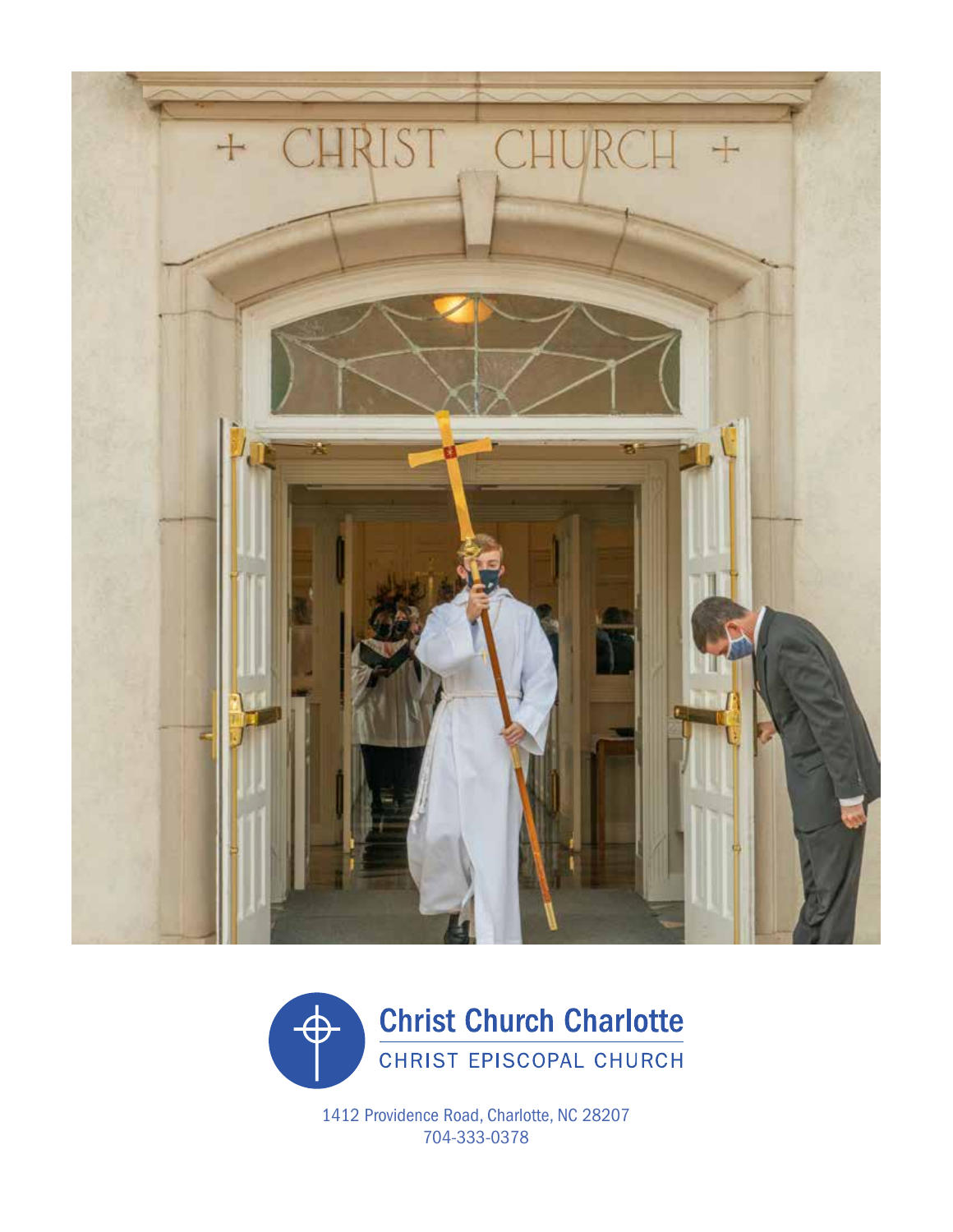Christ Church Charlotte

CHRIST EPISCOPAL CHURCH

1412 Providence Road, Charlotte, NC 28207

704-333-0378